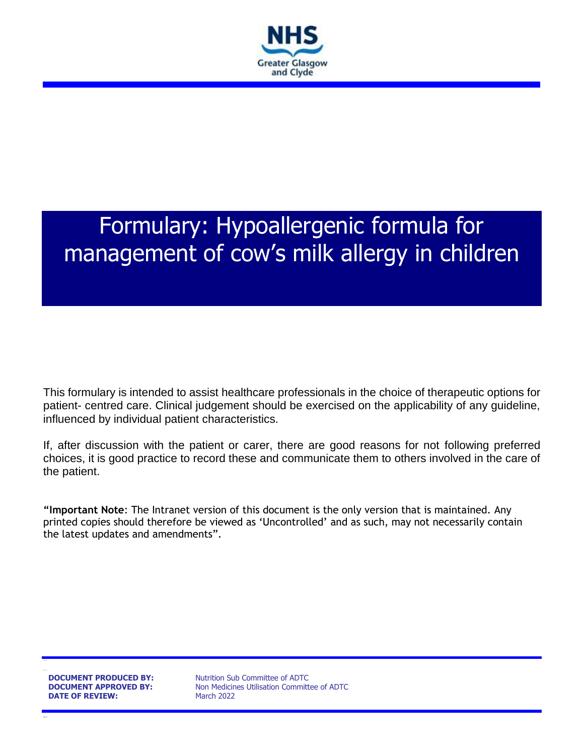NHS
Greater Glasgow and Clyde

# Formulary: Hypoallergenic formula for management of cow's milk allergy in children

This formulary is intended to assist healthcare professionals in the choice of therapeutic options for patient- centred care. Clinical judgement should be exercised on the applicability of any guideline, influenced by individual patient characteristics.

If, after discussion with the patient or carer, there are good reasons for not following preferred choices, it is good practice to record these and communicate them to others involved in the care of the patient.

"**Important Note**: The Intranet version of this document is the only version that is maintained. Any printed copies should therefore be viewed as 'Uncontrolled' and as such, may not necessarily contain the latest updates and amendments".

**DOCUMENT PRODUCED BY:** Nutrition Sub Committee of ADTC
**DOCUMENT APPROVED BY:** Non Medicines Utilisation Committee of ADTC
**DATE OF REVIEW:** March 2022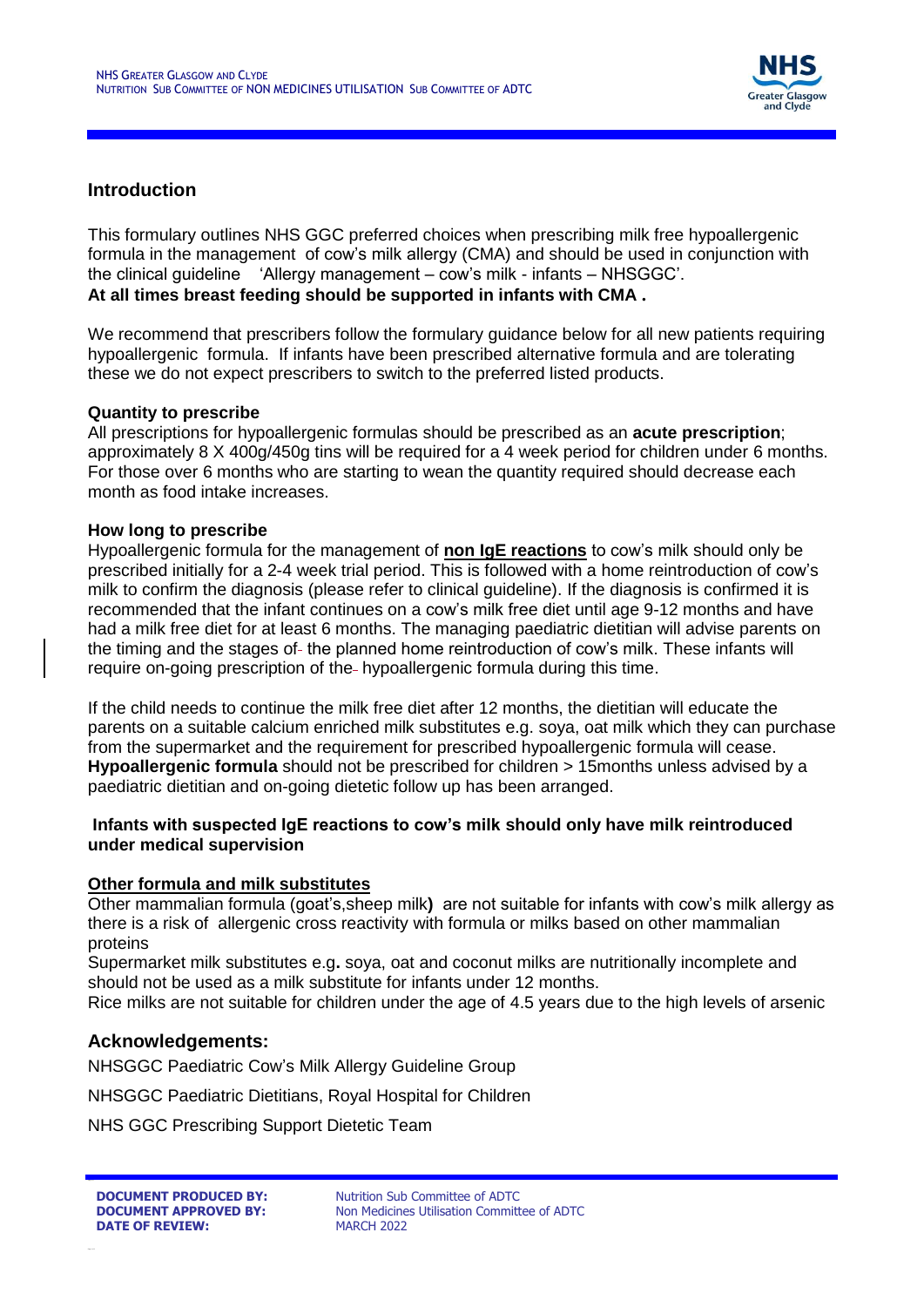## Introduction

This formulary outlines NHS GGC preferred choices when prescribing milk free hypoallergenic formula in the management of cow's milk allergy (CMA) and should be used in conjunction with the clinical guideline 'Allergy management – cow's milk - infants – NHSGGC'.

**At all times breast feeding should be supported in infants with CMA .**

We recommend that prescribers follow the formulary guidance below for all new patients requiring hypoallergenic formula. If infants have been prescribed alternative formula and are tolerating these we do not expect prescribers to switch to the preferred listed products.

**Quantity to prescribe**

All prescriptions for hypoallergenic formulas should be prescribed as an **acute prescription**; approximately 8 X 400g/450g tins will be required for a 4 week period for children under 6 months. For those over 6 months who are starting to wean the quantity required should decrease each month as food intake increases.

**How long to prescribe**

Hypoallergenic formula for the management of **non IgE reactions** to cow's milk should only be prescribed initially for a 2-4 week trial period. This is followed with a home reintroduction of cow's milk to confirm the diagnosis (please refer to clinical guideline). If the diagnosis is confirmed it is recommended that the infant continues on a cow's milk free diet until age 9-12 months and have had a milk free diet for at least 6 months. The managing paediatric dietitian will advise parents on the timing and the stages of the planned home reintroduction of cow's milk. These infants will require on-going prescription of the hypoallergenic formula during this time.

If the child needs to continue the milk free diet after 12 months, the dietitian will educate the parents on a suitable calcium enriched milk substitutes e.g. soya, oat milk which they can purchase from the supermarket and the requirement for prescribed hypoallergenic formula will cease. **Hypoallergenic formula** should not be prescribed for children > 15months unless advised by a paediatric dietitian and on-going dietetic follow up has been arranged.

**Infants with suspected IgE reactions to cow's milk should only have milk reintroduced under medical supervision**

**Other formula and milk substitutes**

Other mammalian formula (goat's,sheep milk**)** are not suitable for infants with cow's milk allergy as there is a risk of allergenic cross reactivity with formula or milks based on other mammalian proteins

Supermarket milk substitutes e.g**.** soya, oat and coconut milks are nutritionally incomplete and should not be used as a milk substitute for infants under 12 months.

Rice milks are not suitable for children under the age of 4.5 years due to the high levels of arsenic

## Acknowledgements:

NHSGGC Paediatric Cow's Milk Allergy Guideline Group

NHSGGC Paediatric Dietitians, Royal Hospital for Children

NHS GGC Prescribing Support Dietetic Team

**DOCUMENT PRODUCED BY:** Nutrition Sub Committee of ADTC
**DOCUMENT APPROVED BY:** Non Medicines Utilisation Committee of ADTC
**DATE OF REVIEW:** MARCH 2022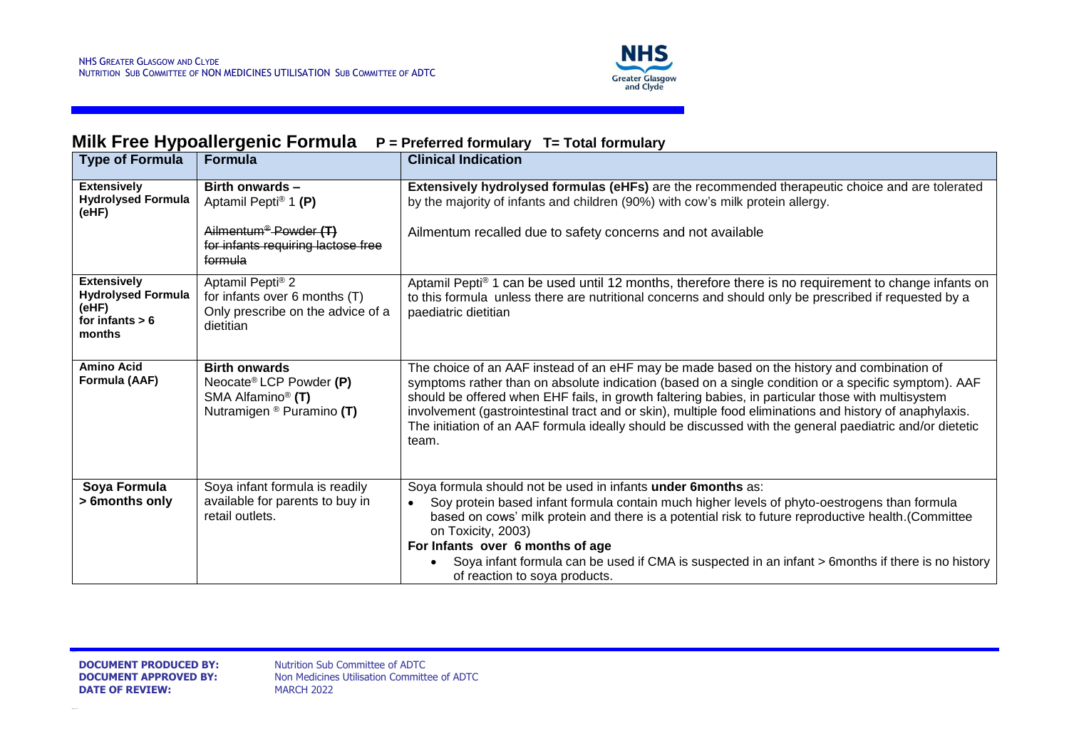## Milk Free Hypoallergenic Formula P = Preferred formulary T= Total formulary

| Type of Formula | Formula | Clinical Indication |
|---|---|---|
| **Extensively Hydrolysed Formula (eHF)** | **Birth onwards –** Aptamil Pepti® 1 **(P)**<br><br>~~Ailmentum® Powder **(T)** for infants requiring lactose free formula~~ | **Extensively hydrolysed formulas (eHFs)** are the recommended therapeutic choice and are tolerated by the majority of infants and children (90%) with cow's milk protein allergy.<br><br>Ailmentum recalled due to safety concerns and not available |
| **Extensively Hydrolysed Formula (eHF) for infants > 6 months** | Aptamil Pepti® 2 for infants over 6 months (T) Only prescribe on the advice of a dietitian | Aptamil Pepti® 1 can be used until 12 months, therefore there is no requirement to change infants on to this formula unless there are nutritional concerns and should only be prescribed if requested by a paediatric dietitian |
| **Amino Acid Formula (AAF)** | **Birth onwards** Neocate® LCP Powder **(P)** SMA Alfamino® **(T)** Nutramigen ® Puramino **(T)** | The choice of an AAF instead of an eHF may be made based on the history and combination of symptoms rather than on absolute indication (based on a single condition or a specific symptom). AAF should be offered when EHF fails, in growth faltering babies, in particular those with multisystem involvement (gastrointestinal tract and or skin), multiple food eliminations and history of anaphylaxis. The initiation of an AAF formula ideally should be discussed with the general paediatric and/or dietetic team. |
| **Soya Formula > 6months only** | Soya infant formula is readily available for parents to buy in retail outlets. | Soya formula should not be used in infants **under 6months** as:<br>• Soy protein based infant formula contain much higher levels of phyto-oestrogens than formula based on cows' milk protein and there is a potential risk to future reproductive health.(Committee on Toxicity, 2003)<br>**For Infants over 6 months of age**<br>• Soya infant formula can be used if CMA is suspected in an infant > 6months if there is no history of reaction to soya products. |

**DOCUMENT PRODUCED BY:** Nutrition Sub Committee of ADTC
**DOCUMENT APPROVED BY:** Non Medicines Utilisation Committee of ADTC
**DATE OF REVIEW:** MARCH 2022